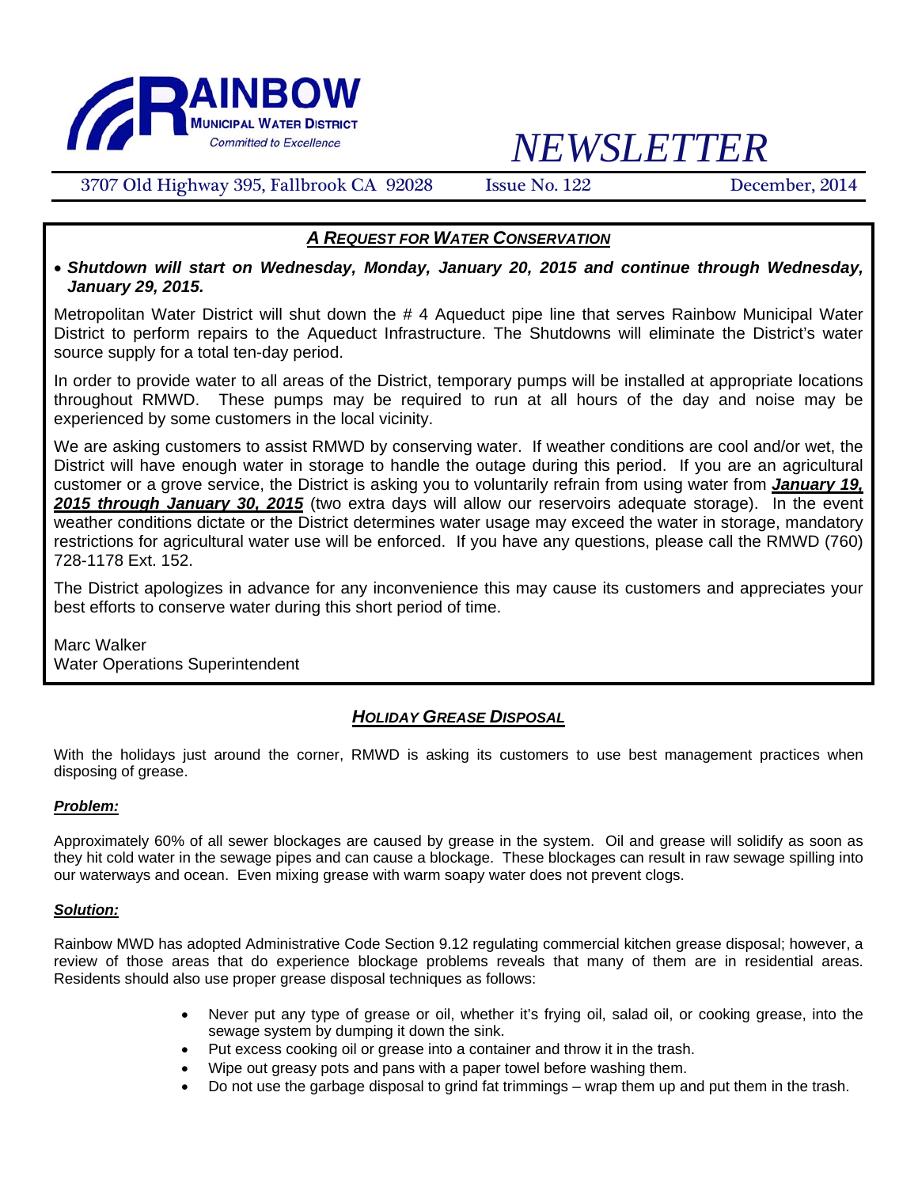# RAINBOW MUNICIPAL WATER DISTRICT

*Committed to Excellence*

# *NEWSLETTER*

3707 Old Highway 395, Fallbrook CA 92028 — Issue No. 122 — December, 2014

## *A REQUEST FOR WATER CONSERVATION*

- ***Shutdown will start on Wednesday, Monday, January 20, 2015 and continue through Wednesday, January 29, 2015.***

Metropolitan Water District will shut down the # 4 Aqueduct pipe line that serves Rainbow Municipal Water District to perform repairs to the Aqueduct Infrastructure. The Shutdowns will eliminate the District's water source supply for a total ten-day period.

In order to provide water to all areas of the District, temporary pumps will be installed at appropriate locations throughout RMWD. These pumps may be required to run at all hours of the day and noise may be experienced by some customers in the local vicinity.

We are asking customers to assist RMWD by conserving water. If weather conditions are cool and/or wet, the District will have enough water in storage to handle the outage during this period. If you are an agricultural customer or a grove service, the District is asking you to voluntarily refrain from using water from ***January 19, 2015 through January 30, 2015*** (two extra days will allow our reservoirs adequate storage). In the event weather conditions dictate or the District determines water usage may exceed the water in storage, mandatory restrictions for agricultural water use will be enforced. If you have any questions, please call the RMWD (760) 728-1178 Ext. 152.

The District apologizes in advance for any inconvenience this may cause its customers and appreciates your best efforts to conserve water during this short period of time.

Marc Walker
Water Operations Superintendent

## *HOLIDAY GREASE DISPOSAL*

With the holidays just around the corner, RMWD is asking its customers to use best management practices when disposing of grease.

***Problem:***

Approximately 60% of all sewer blockages are caused by grease in the system. Oil and grease will solidify as soon as they hit cold water in the sewage pipes and can cause a blockage. These blockages can result in raw sewage spilling into our waterways and ocean. Even mixing grease with warm soapy water does not prevent clogs.

***Solution:***

Rainbow MWD has adopted Administrative Code Section 9.12 regulating commercial kitchen grease disposal; however, a review of those areas that do experience blockage problems reveals that many of them are in residential areas. Residents should also use proper grease disposal techniques as follows:

- Never put any type of grease or oil, whether it's frying oil, salad oil, or cooking grease, into the sewage system by dumping it down the sink.
- Put excess cooking oil or grease into a container and throw it in the trash.
- Wipe out greasy pots and pans with a paper towel before washing them.
- Do not use the garbage disposal to grind fat trimmings – wrap them up and put them in the trash.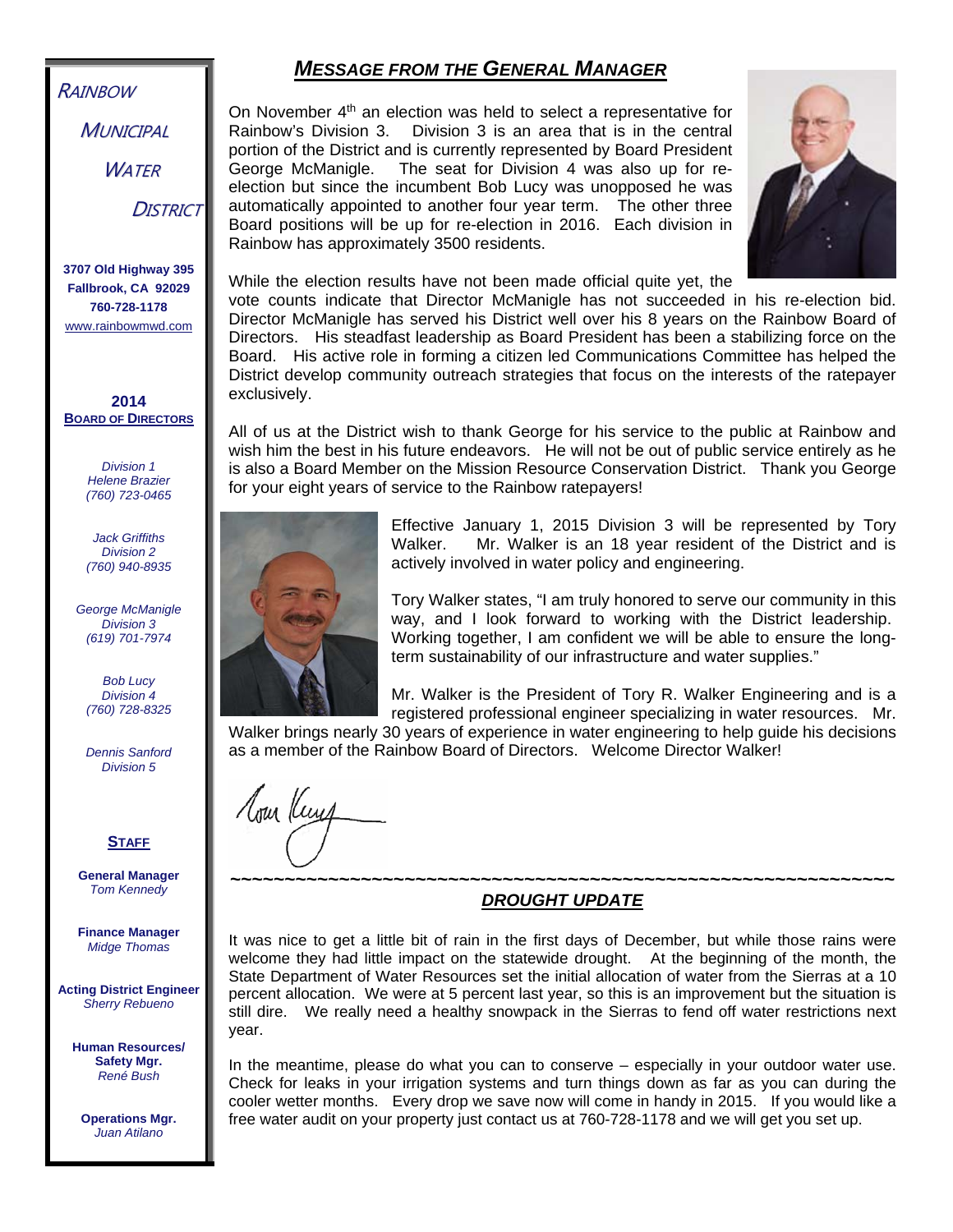# RAINBOW MUNICIPAL WATER DISTRICT

**3707 Old Highway 395**
**Fallbrook, CA 92029**
**760-728-1178**
www.rainbowmwd.com

**2014**
**BOARD OF DIRECTORS**

*Division 1*
*Helene Brazier*
*(760) 723-0465*

*Jack Griffiths*
*Division 2*
*(760) 940-8935*

*George McManigle*
*Division 3*
*(619) 701-7974*

*Bob Lucy*
*Division 4*
*(760) 728-8325*

*Dennis Sanford*
*Division 5*

**STAFF**

**General Manager**
*Tom Kennedy*

**Finance Manager**
*Midge Thomas*

**Acting District Engineer**
*Sherry Rebueno*

**Human Resources/ Safety Mgr.**
*René Bush*

**Operations Mgr.**
*Juan Atilano*

## *MESSAGE FROM THE GENERAL MANAGER*

On November 4th an election was held to select a representative for Rainbow's Division 3. Division 3 is an area that is in the central portion of the District and is currently represented by Board President George McManigle. The seat for Division 4 was also up for re-election but since the incumbent Bob Lucy was unopposed he was automatically appointed to another four year term. The other three Board positions will be up for re-election in 2016. Each division in Rainbow has approximately 3500 residents.

While the election results have not been made official quite yet, the vote counts indicate that Director McManigle has not succeeded in his re-election bid. Director McManigle has served his District well over his 8 years on the Rainbow Board of Directors. His steadfast leadership as Board President has been a stabilizing force on the Board. His active role in forming a citizen led Communications Committee has helped the District develop community outreach strategies that focus on the interests of the ratepayer exclusively.

All of us at the District wish to thank George for his service to the public at Rainbow and wish him the best in his future endeavors. He will not be out of public service entirely as he is also a Board Member on the Mission Resource Conservation District. Thank you George for your eight years of service to the Rainbow ratepayers!

Effective January 1, 2015 Division 3 will be represented by Tory Walker. Mr. Walker is an 18 year resident of the District and is actively involved in water policy and engineering.

Tory Walker states, "I am truly honored to serve our community in this way, and I look forward to working with the District leadership. Working together, I am confident we will be able to ensure the long-term sustainability of our infrastructure and water supplies."

Mr. Walker is the President of Tory R. Walker Engineering and is a registered professional engineer specializing in water resources. Mr. Walker brings nearly 30 years of experience in water engineering to help guide his decisions as a member of the Rainbow Board of Directors. Welcome Director Walker!

Tom Kennedy

~~~~~~~~~~~~~~~~~~~~~~~~~~~~~~~~~~~~~~~~~~~~~~~~~~~~~~~~~~~~~~~~

## *DROUGHT UPDATE*

It was nice to get a little bit of rain in the first days of December, but while those rains were welcome they had little impact on the statewide drought. At the beginning of the month, the State Department of Water Resources set the initial allocation of water from the Sierras at a 10 percent allocation. We were at 5 percent last year, so this is an improvement but the situation is still dire. We really need a healthy snowpack in the Sierras to fend off water restrictions next year.

In the meantime, please do what you can to conserve – especially in your outdoor water use. Check for leaks in your irrigation systems and turn things down as far as you can during the cooler wetter months. Every drop we save now will come in handy in 2015. If you would like a free water audit on your property just contact us at 760-728-1178 and we will get you set up.